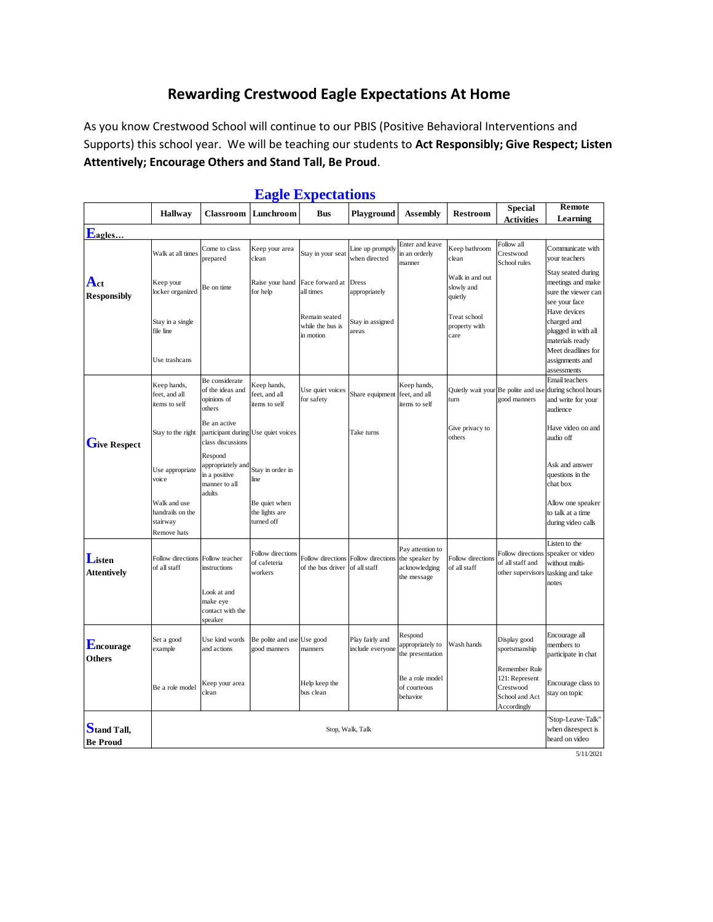# Rewarding Crestwood Eagle Expectations At Home

As you know Crestwood School will continue to our PBIS (Positive Behavioral Interventions and Supports) this school year. We will be teaching our students to **Act Responsibly; Give Respect; Listen Attentively; Encourage Others and Stand Tall, Be Proud**.

## Eagle Expectations

| | Hallway | Classroom | Lunchroom | Bus | Playground | Assembly | Restroom | Special Activities | Remote Learning |
|---|---|---|---|---|---|---|---|---|---|
| **Eagles…** | | | | | | | | | |
| **Act Responsibly** | Walk at all times<br>Keep your locker organized<br>Stay in a single file line<br>Use trashcans | Come to class prepared<br>Be on time | Keep your area clean<br>Raise your hand for help | Stay in your seat<br>Face forward at all times<br>Remain seated while the bus is in motion | Line up promptly when directed<br>Dress appropriately<br>Stay in assigned areas | Enter and leave in an orderly manner | Keep bathroom clean<br>Walk in and out slowly and quietly<br>Treat school property with care | Follow all Crestwood School rules | Communicate with your teachers<br>Stay seated during meetings and make sure the viewer can see your face<br>Have devices charged and plugged in with all materials ready<br>Meet deadlines for assignments and assessments |
| **Give Respect** | Keep hands, feet, and all items to self<br>Stay to the right<br>Use appropriate voice<br>Walk and use handrails on the stairway<br>Remove hats | Be considerate of the ideas and opinions of others<br>Be an active participant during class discussions<br>Respond appropriately and in a positive manner to all adults | Keep hands, feet, and all items to self<br>Use quiet voices<br>Stay in order in line<br>Be quiet when the lights are turned off | Use quiet voices for safety | Share equipment<br>Take turns | Keep hands, feet, and all items to self | Quietly wait your turn<br>Give privacy to others | Be polite and use good manners | Email teachers during school hours and write for your audience<br>Have video on and audio off<br>Ask and answer questions in the chat box<br>Allow one speaker to talk at a time during video calls |
| **Listen Attentively** | Follow directions of all staff | Follow teacher instructions<br>Look at and make eye contact with the speaker | Follow directions of cafeteria workers | Follow directions of the bus driver | Follow directions of all staff | Pay attention to the speaker by acknowledging the message | Follow directions of all staff | Follow directions of all staff and other supervisors | Listen to the speaker or video without multi-tasking and take notes |
| **Encourage Others** | Set a good example<br>Be a role model | Use kind words and actions<br>Keep your area clean | Be polite and use good manners | Use good manners<br>Help keep the bus clean | Play fairly and include everyone | Respond appropriately to the presentation<br>Be a role model of courteous behavior | Wash hands | Display good sportsmanship<br>Remember Rule 121: Represent Crestwood School and Act Accordingly | Encourage all members to participate in chat<br>Encourage class to stay on topic |
| **Stand Tall, Be Proud** | Stop, Walk, Talk | | | | | | | | "Stop-Leave-Talk" when disrespect is heard on video |

5/11/2021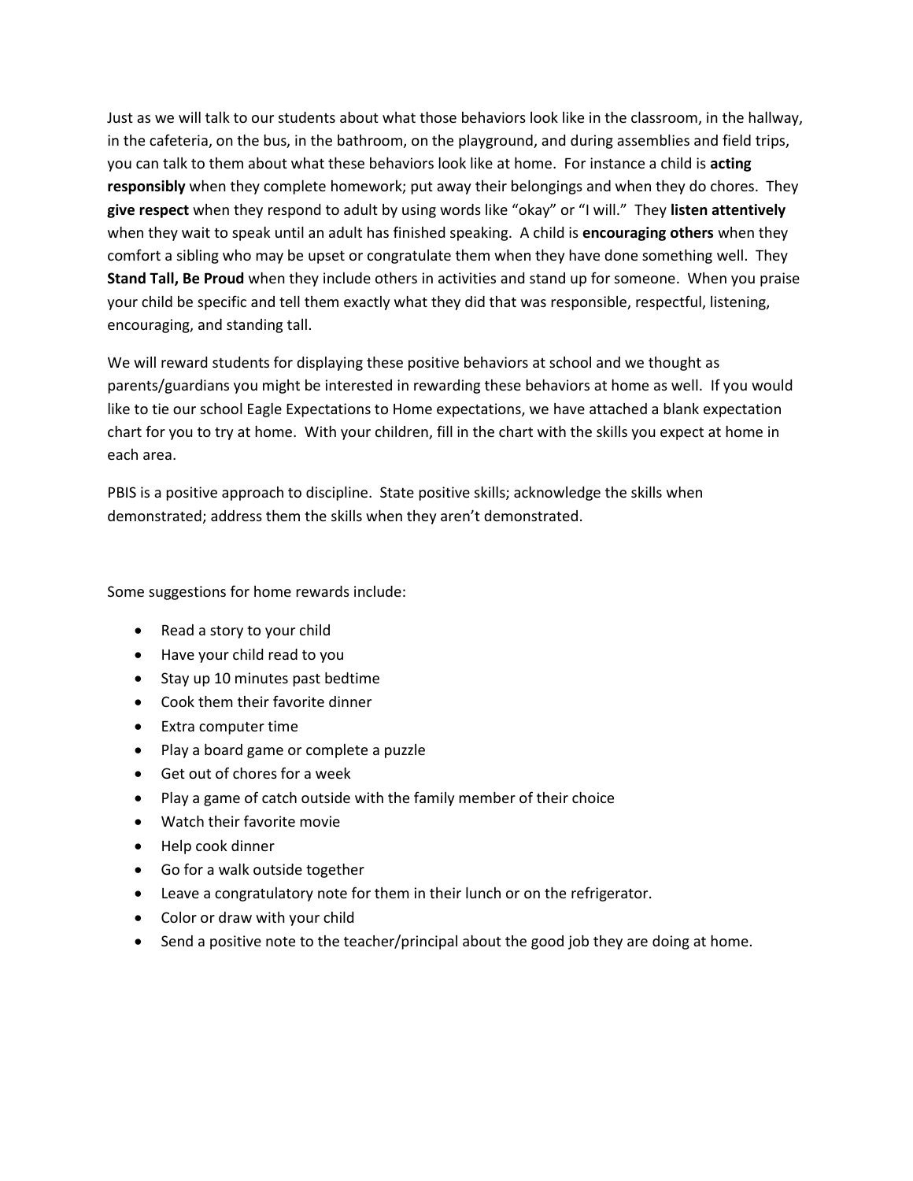Just as we will talk to our students about what those behaviors look like in the classroom, in the hallway, in the cafeteria, on the bus, in the bathroom, on the playground, and during assemblies and field trips, you can talk to them about what these behaviors look like at home. For instance a child is **acting responsibly** when they complete homework; put away their belongings and when they do chores. They **give respect** when they respond to adult by using words like "okay" or "I will." They **listen attentively** when they wait to speak until an adult has finished speaking. A child is **encouraging others** when they comfort a sibling who may be upset or congratulate them when they have done something well. They **Stand Tall, Be Proud** when they include others in activities and stand up for someone. When you praise your child be specific and tell them exactly what they did that was responsible, respectful, listening, encouraging, and standing tall.

We will reward students for displaying these positive behaviors at school and we thought as parents/guardians you might be interested in rewarding these behaviors at home as well. If you would like to tie our school Eagle Expectations to Home expectations, we have attached a blank expectation chart for you to try at home. With your children, fill in the chart with the skills you expect at home in each area.

PBIS is a positive approach to discipline. State positive skills; acknowledge the skills when demonstrated; address them the skills when they aren't demonstrated.

Some suggestions for home rewards include:

- Read a story to your child
- Have your child read to you
- Stay up 10 minutes past bedtime
- Cook them their favorite dinner
- Extra computer time
- Play a board game or complete a puzzle
- Get out of chores for a week
- Play a game of catch outside with the family member of their choice
- Watch their favorite movie
- Help cook dinner
- Go for a walk outside together
- Leave a congratulatory note for them in their lunch or on the refrigerator.
- Color or draw with your child
- Send a positive note to the teacher/principal about the good job they are doing at home.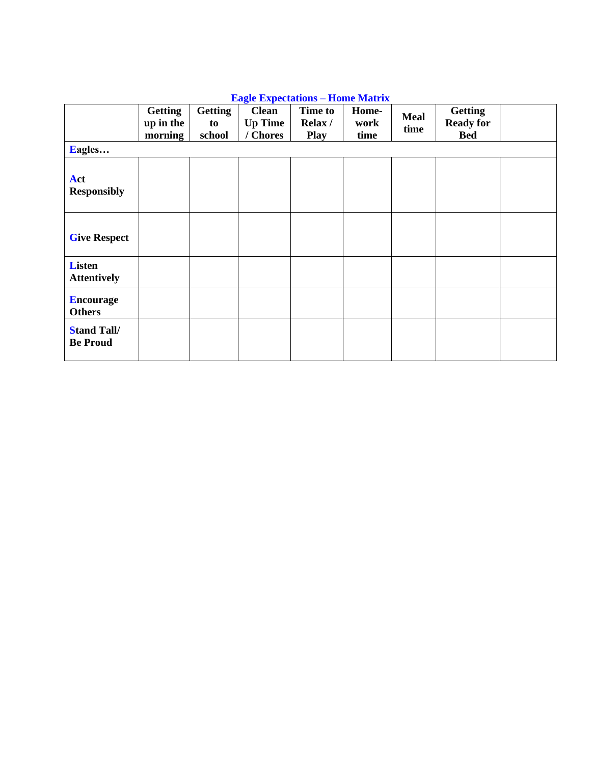## Eagle Expectations – Home Matrix

| | Getting up in the morning | Getting to school | Clean Up Time / Chores | Time to Relax / Play | Home-work time | Meal time | Getting Ready for Bed | |
|---|---|---|---|---|---|---|---|---|
| **Eagles…** | | | | | | | | |
| **Act Responsibly** | | | | | | | | |
| **Give Respect** | | | | | | | | |
| **Listen Attentively** | | | | | | | | |
| **Encourage Others** | | | | | | | | |
| **Stand Tall/ Be Proud** | | | | | | | | |